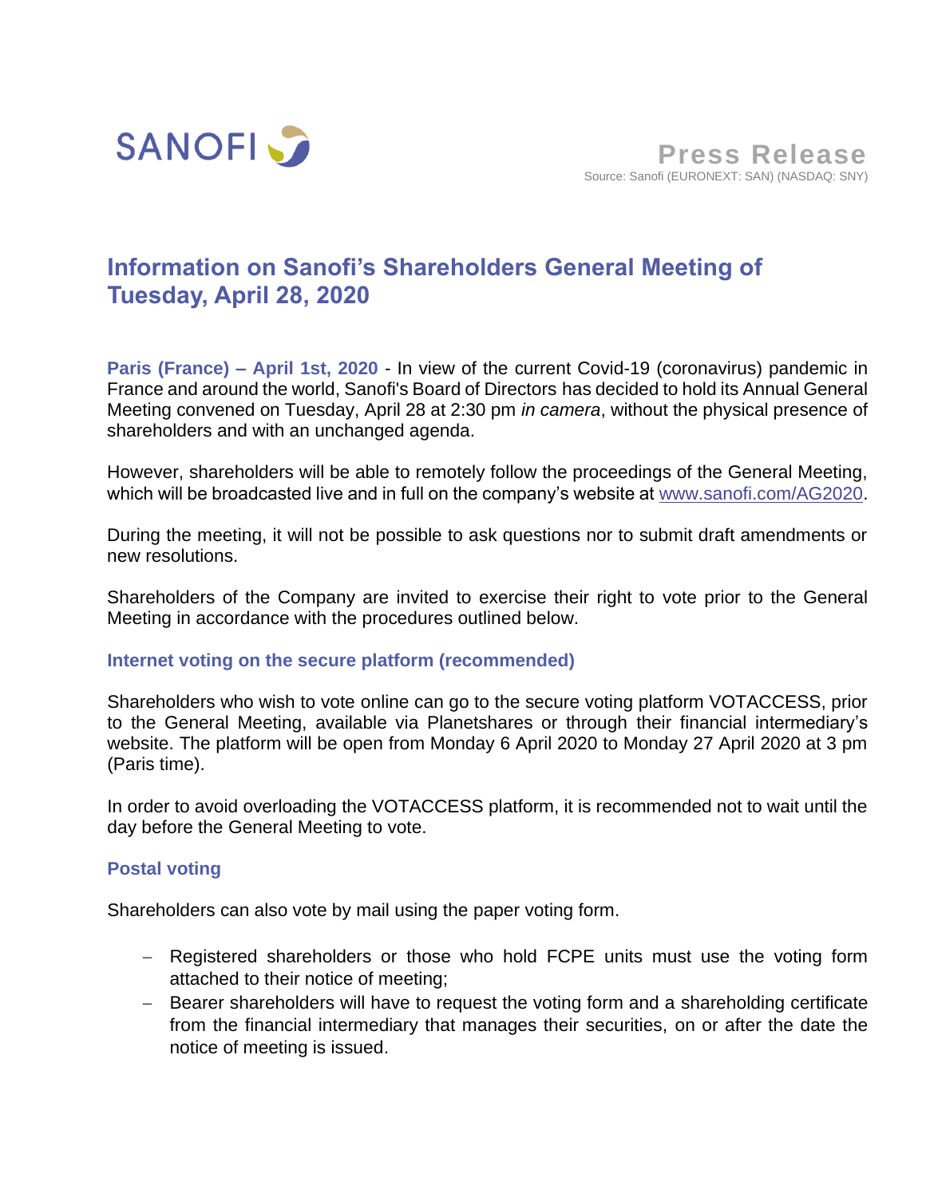SANOFI

**Press Release**
Source: Sanofi (EURONEXT: SAN) (NASDAQ: SNY)

# Information on Sanofi's Shareholders General Meeting of Tuesday, April 28, 2020

**Paris (France) – April 1st, 2020** - In view of the current Covid-19 (coronavirus) pandemic in France and around the world, Sanofi's Board of Directors has decided to hold its Annual General Meeting convened on Tuesday, April 28 at 2:30 pm *in camera*, without the physical presence of shareholders and with an unchanged agenda.

However, shareholders will be able to remotely follow the proceedings of the General Meeting, which will be broadcasted live and in full on the company's website at www.sanofi.com/AG2020.

During the meeting, it will not be possible to ask questions nor to submit draft amendments or new resolutions.

Shareholders of the Company are invited to exercise their right to vote prior to the General Meeting in accordance with the procedures outlined below.

### Internet voting on the secure platform (recommended)

Shareholders who wish to vote online can go to the secure voting platform VOTACCESS, prior to the General Meeting, available via Planetshares or through their financial intermediary's website. The platform will be open from Monday 6 April 2020 to Monday 27 April 2020 at 3 pm (Paris time).

In order to avoid overloading the VOTACCESS platform, it is recommended not to wait until the day before the General Meeting to vote.

### Postal voting

Shareholders can also vote by mail using the paper voting form.

- Registered shareholders or those who hold FCPE units must use the voting form attached to their notice of meeting;
- Bearer shareholders will have to request the voting form and a shareholding certificate from the financial intermediary that manages their securities, on or after the date the notice of meeting is issued.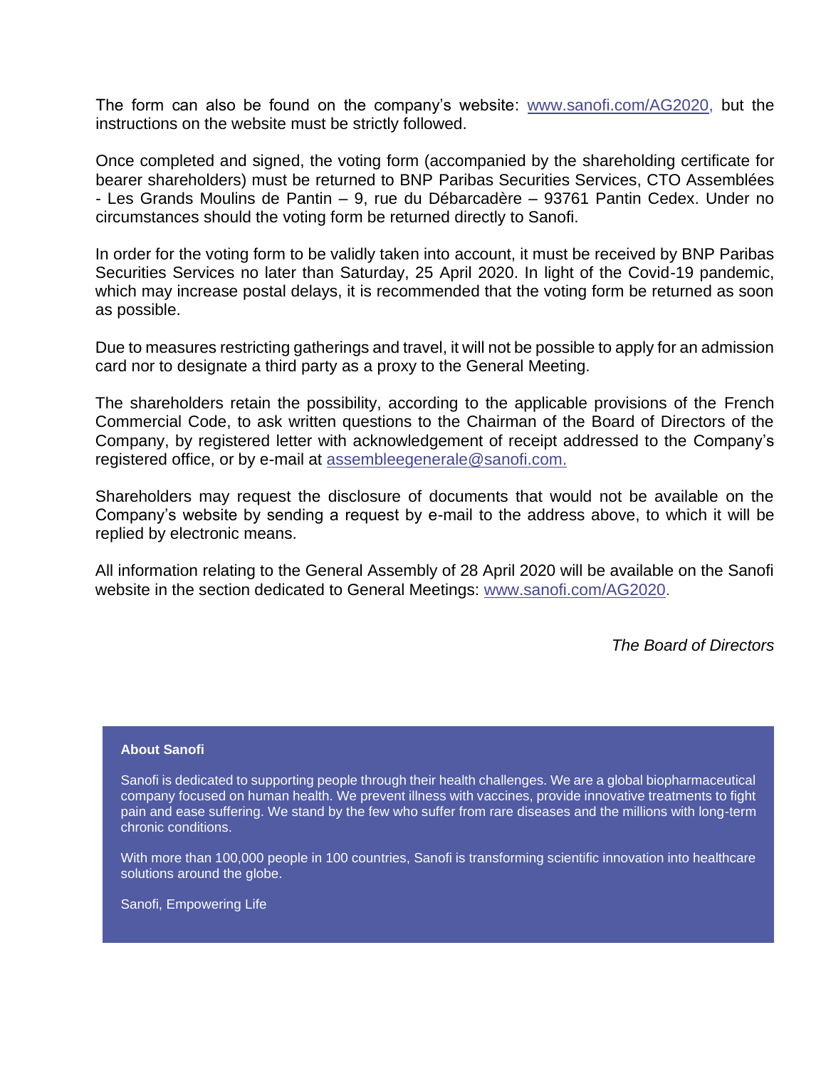The form can also be found on the company's website: www.sanofi.com/AG2020, but the instructions on the website must be strictly followed.

Once completed and signed, the voting form (accompanied by the shareholding certificate for bearer shareholders) must be returned to BNP Paribas Securities Services, CTO Assemblées - Les Grands Moulins de Pantin – 9, rue du Débarcadère – 93761 Pantin Cedex. Under no circumstances should the voting form be returned directly to Sanofi.

In order for the voting form to be validly taken into account, it must be received by BNP Paribas Securities Services no later than Saturday, 25 April 2020. In light of the Covid-19 pandemic, which may increase postal delays, it is recommended that the voting form be returned as soon as possible.

Due to measures restricting gatherings and travel, it will not be possible to apply for an admission card nor to designate a third party as a proxy to the General Meeting.

The shareholders retain the possibility, according to the applicable provisions of the French Commercial Code, to ask written questions to the Chairman of the Board of Directors of the Company, by registered letter with acknowledgement of receipt addressed to the Company's registered office, or by e-mail at assembleegenerale@sanofi.com.

Shareholders may request the disclosure of documents that would not be available on the Company's website by sending a request by e-mail to the address above, to which it will be replied by electronic means.

All information relating to the General Assembly of 28 April 2020 will be available on the Sanofi website in the section dedicated to General Meetings: www.sanofi.com/AG2020.

*The Board of Directors*

**About Sanofi**

Sanofi is dedicated to supporting people through their health challenges. We are a global biopharmaceutical company focused on human health. We prevent illness with vaccines, provide innovative treatments to fight pain and ease suffering. We stand by the few who suffer from rare diseases and the millions with long-term chronic conditions.

With more than 100,000 people in 100 countries, Sanofi is transforming scientific innovation into healthcare solutions around the globe.

Sanofi, Empowering Life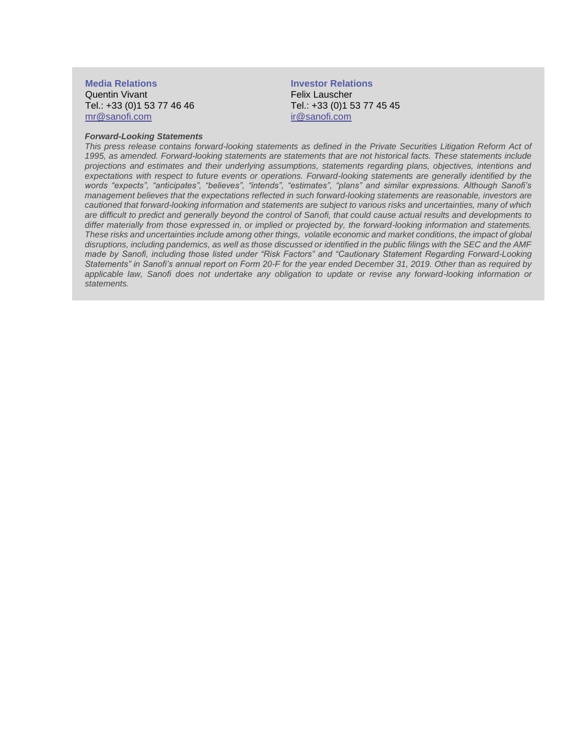**Media Relations**
Quentin Vivant
Tel.: +33 (0)1 53 77 46 46
mr@sanofi.com

**Investor Relations**
Felix Lauscher
Tel.: +33 (0)1 53 77 45 45
ir@sanofi.com

***Forward-Looking Statements***

*This press release contains forward-looking statements as defined in the Private Securities Litigation Reform Act of 1995, as amended. Forward-looking statements are statements that are not historical facts. These statements include projections and estimates and their underlying assumptions, statements regarding plans, objectives, intentions and expectations with respect to future events or operations. Forward-looking statements are generally identified by the words "expects", "anticipates", "believes", "intends", "estimates", "plans" and similar expressions. Although Sanofi's management believes that the expectations reflected in such forward-looking statements are reasonable, investors are cautioned that forward-looking information and statements are subject to various risks and uncertainties, many of which are difficult to predict and generally beyond the control of Sanofi, that could cause actual results and developments to differ materially from those expressed in, or implied or projected by, the forward-looking information and statements. These risks and uncertainties include among other things, volatile economic and market conditions, the impact of global disruptions, including pandemics, as well as those discussed or identified in the public filings with the SEC and the AMF made by Sanofi, including those listed under "Risk Factors" and "Cautionary Statement Regarding Forward-Looking Statements" in Sanofi's annual report on Form 20-F for the year ended December 31, 2019. Other than as required by applicable law, Sanofi does not undertake any obligation to update or revise any forward-looking information or statements.*